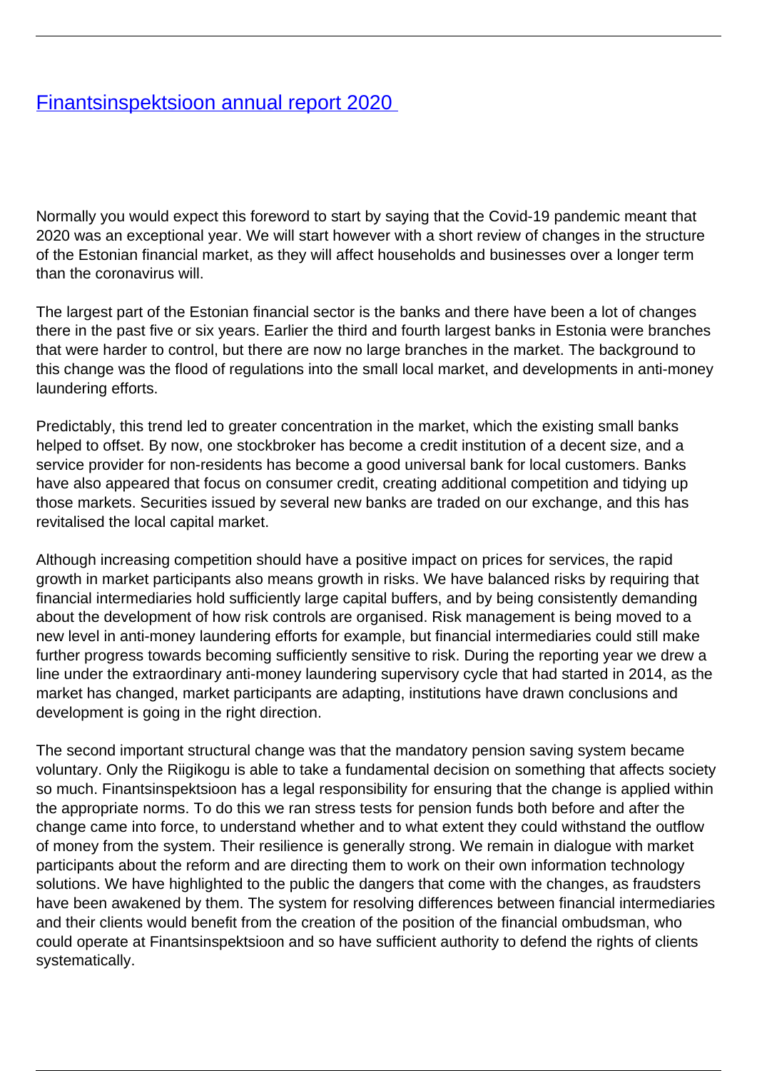# [Finantsinspektsioon annual report 2020](#)

Normally you would expect this foreword to start by saying that the Covid-19 pandemic meant that 2020 was an exceptional year. We will start however with a short review of changes in the structure of the Estonian financial market, as they will affect households and businesses over a longer term than the coronavirus will.

The largest part of the Estonian financial sector is the banks and there have been a lot of changes there in the past five or six years. Earlier the third and fourth largest banks in Estonia were branches that were harder to control, but there are now no large branches in the market. The background to this change was the flood of regulations into the small local market, and developments in anti-money laundering efforts.

Predictably, this trend led to greater concentration in the market, which the existing small banks helped to offset. By now, one stockbroker has become a credit institution of a decent size, and a service provider for non-residents has become a good universal bank for local customers. Banks have also appeared that focus on consumer credit, creating additional competition and tidying up those markets. Securities issued by several new banks are traded on our exchange, and this has revitalised the local capital market.

Although increasing competition should have a positive impact on prices for services, the rapid growth in market participants also means growth in risks. We have balanced risks by requiring that financial intermediaries hold sufficiently large capital buffers, and by being consistently demanding about the development of how risk controls are organised. Risk management is being moved to a new level in anti-money laundering efforts for example, but financial intermediaries could still make further progress towards becoming sufficiently sensitive to risk. During the reporting year we drew a line under the extraordinary anti-money laundering supervisory cycle that had started in 2014, as the market has changed, market participants are adapting, institutions have drawn conclusions and development is going in the right direction.

The second important structural change was that the mandatory pension saving system became voluntary. Only the Riigikogu is able to take a fundamental decision on something that affects society so much. Finantsinspektsioon has a legal responsibility for ensuring that the change is applied within the appropriate norms. To do this we ran stress tests for pension funds both before and after the change came into force, to understand whether and to what extent they could withstand the outflow of money from the system. Their resilience is generally strong. We remain in dialogue with market participants about the reform and are directing them to work on their own information technology solutions. We have highlighted to the public the dangers that come with the changes, as fraudsters have been awakened by them. The system for resolving differences between financial intermediaries and their clients would benefit from the creation of the position of the financial ombudsman, who could operate at Finantsinspektsioon and so have sufficient authority to defend the rights of clients systematically.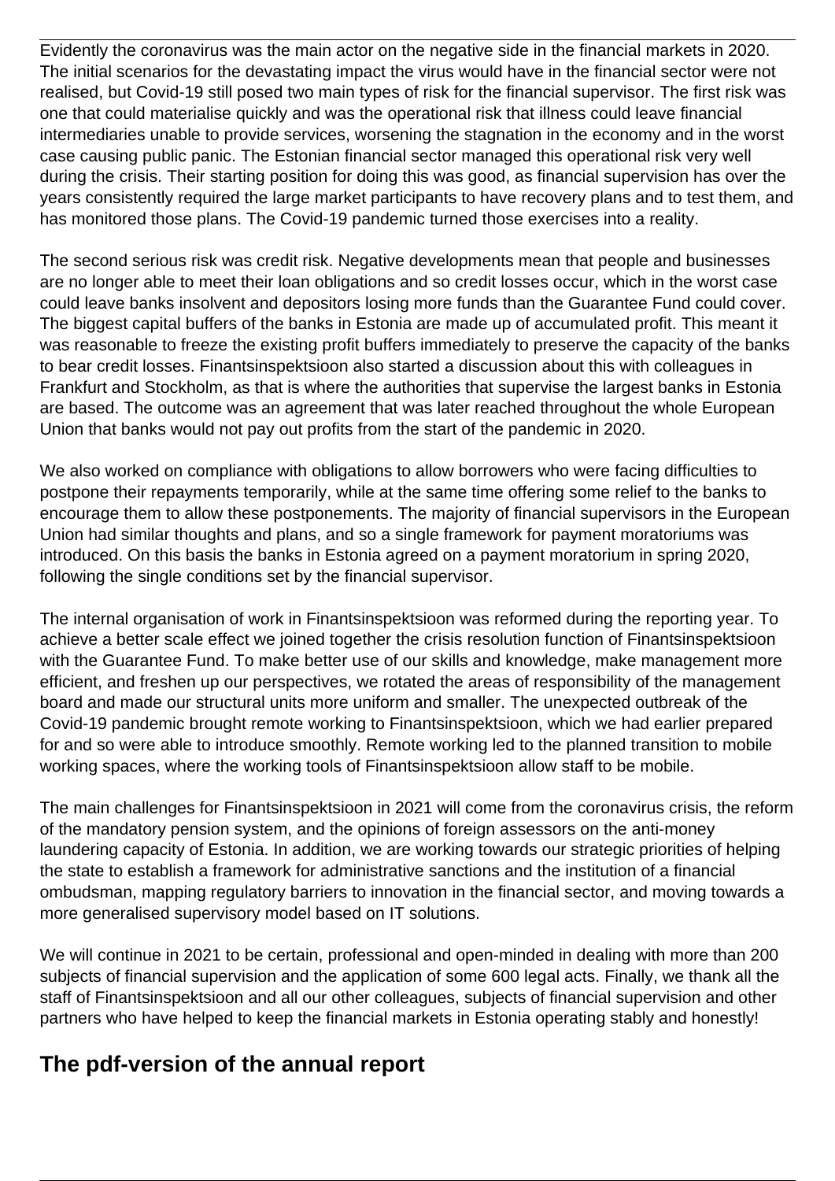Evidently the coronavirus was the main actor on the negative side in the financial markets in 2020. The initial scenarios for the devastating impact the virus would have in the financial sector were not realised, but Covid-19 still posed two main types of risk for the financial supervisor. The first risk was one that could materialise quickly and was the operational risk that illness could leave financial intermediaries unable to provide services, worsening the stagnation in the economy and in the worst case causing public panic. The Estonian financial sector managed this operational risk very well during the crisis. Their starting position for doing this was good, as financial supervision has over the years consistently required the large market participants to have recovery plans and to test them, and has monitored those plans. The Covid-19 pandemic turned those exercises into a reality.

The second serious risk was credit risk. Negative developments mean that people and businesses are no longer able to meet their loan obligations and so credit losses occur, which in the worst case could leave banks insolvent and depositors losing more funds than the Guarantee Fund could cover. The biggest capital buffers of the banks in Estonia are made up of accumulated profit. This meant it was reasonable to freeze the existing profit buffers immediately to preserve the capacity of the banks to bear credit losses. Finantsinspektsioon also started a discussion about this with colleagues in Frankfurt and Stockholm, as that is where the authorities that supervise the largest banks in Estonia are based. The outcome was an agreement that was later reached throughout the whole European Union that banks would not pay out profits from the start of the pandemic in 2020.

We also worked on compliance with obligations to allow borrowers who were facing difficulties to postpone their repayments temporarily, while at the same time offering some relief to the banks to encourage them to allow these postponements. The majority of financial supervisors in the European Union had similar thoughts and plans, and so a single framework for payment moratoriums was introduced. On this basis the banks in Estonia agreed on a payment moratorium in spring 2020, following the single conditions set by the financial supervisor.

The internal organisation of work in Finantsinspektsioon was reformed during the reporting year. To achieve a better scale effect we joined together the crisis resolution function of Finantsinspektsioon with the Guarantee Fund. To make better use of our skills and knowledge, make management more efficient, and freshen up our perspectives, we rotated the areas of responsibility of the management board and made our structural units more uniform and smaller. The unexpected outbreak of the Covid-19 pandemic brought remote working to Finantsinspektsioon, which we had earlier prepared for and so were able to introduce smoothly. Remote working led to the planned transition to mobile working spaces, where the working tools of Finantsinspektsioon allow staff to be mobile.

The main challenges for Finantsinspektsioon in 2021 will come from the coronavirus crisis, the reform of the mandatory pension system, and the opinions of foreign assessors on the anti-money laundering capacity of Estonia. In addition, we are working towards our strategic priorities of helping the state to establish a framework for administrative sanctions and the institution of a financial ombudsman, mapping regulatory barriers to innovation in the financial sector, and moving towards a more generalised supervisory model based on IT solutions.

We will continue in 2021 to be certain, professional and open-minded in dealing with more than 200 subjects of financial supervision and the application of some 600 legal acts. Finally, we thank all the staff of Finantsinspektsioon and all our other colleagues, subjects of financial supervision and other partners who have helped to keep the financial markets in Estonia operating stably and honestly!

## The pdf-version of the annual report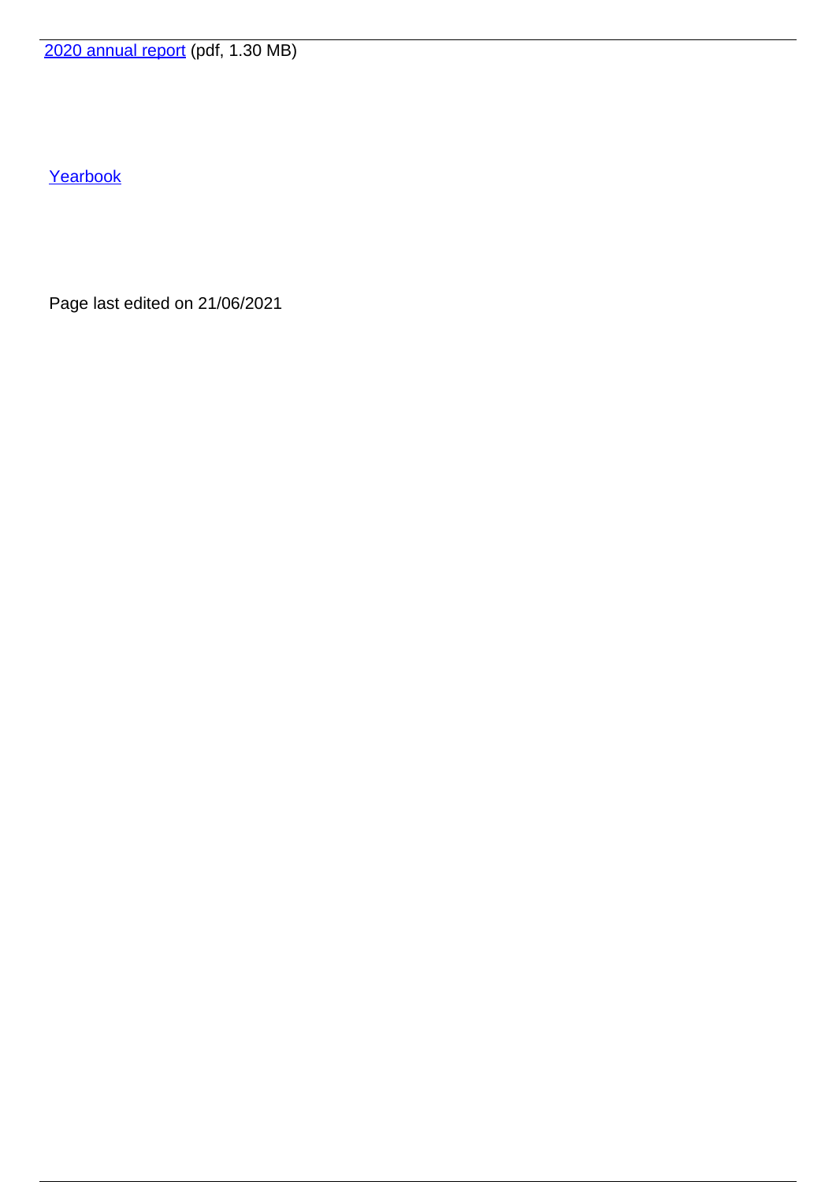2020 annual report (pdf, 1.30 MB)

Yearbook

Page last edited on 21/06/2021